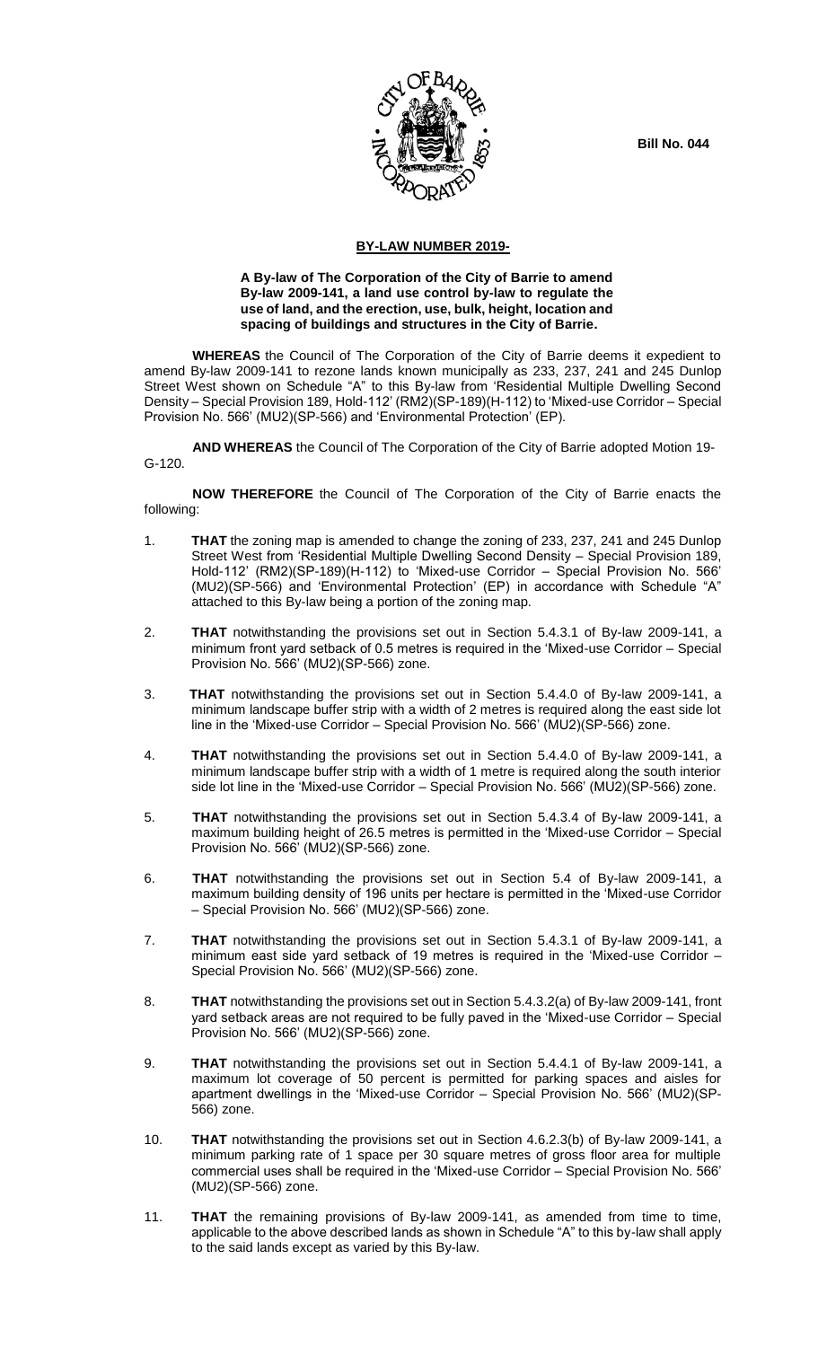**Bill No. 044**

## BY-LAW NUMBER 2019-

**A By-law of The Corporation of the City of Barrie to amend By-law 2009-141, a land use control by-law to regulate the use of land, and the erection, use, bulk, height, location and spacing of buildings and structures in the City of Barrie.**

**WHEREAS** the Council of The Corporation of the City of Barrie deems it expedient to amend By-law 2009-141 to rezone lands known municipally as 233, 237, 241 and 245 Dunlop Street West shown on Schedule "A" to this By-law from 'Residential Multiple Dwelling Second Density – Special Provision 189, Hold-112' (RM2)(SP-189)(H-112) to 'Mixed-use Corridor – Special Provision No. 566' (MU2)(SP-566) and 'Environmental Protection' (EP).

**AND WHEREAS** the Council of The Corporation of the City of Barrie adopted Motion 19-G-120.

**NOW THEREFORE** the Council of The Corporation of the City of Barrie enacts the following:

1. **THAT** the zoning map is amended to change the zoning of 233, 237, 241 and 245 Dunlop Street West from 'Residential Multiple Dwelling Second Density – Special Provision 189, Hold-112' (RM2)(SP-189)(H-112) to 'Mixed-use Corridor – Special Provision No. 566' (MU2)(SP-566) and 'Environmental Protection' (EP) in accordance with Schedule "A" attached to this By-law being a portion of the zoning map.

2. **THAT** notwithstanding the provisions set out in Section 5.4.3.1 of By-law 2009-141, a minimum front yard setback of 0.5 metres is required in the 'Mixed-use Corridor – Special Provision No. 566' (MU2)(SP-566) zone.

3. **THAT** notwithstanding the provisions set out in Section 5.4.4.0 of By-law 2009-141, a minimum landscape buffer strip with a width of 2 metres is required along the east side lot line in the 'Mixed-use Corridor – Special Provision No. 566' (MU2)(SP-566) zone.

4. **THAT** notwithstanding the provisions set out in Section 5.4.4.0 of By-law 2009-141, a minimum landscape buffer strip with a width of 1 metre is required along the south interior side lot line in the 'Mixed-use Corridor – Special Provision No. 566' (MU2)(SP-566) zone.

5. **THAT** notwithstanding the provisions set out in Section 5.4.3.4 of By-law 2009-141, a maximum building height of 26.5 metres is permitted in the 'Mixed-use Corridor – Special Provision No. 566' (MU2)(SP-566) zone.

6. **THAT** notwithstanding the provisions set out in Section 5.4 of By-law 2009-141, a maximum building density of 196 units per hectare is permitted in the 'Mixed-use Corridor – Special Provision No. 566' (MU2)(SP-566) zone.

7. **THAT** notwithstanding the provisions set out in Section 5.4.3.1 of By-law 2009-141, a minimum east side yard setback of 19 metres is required in the 'Mixed-use Corridor – Special Provision No. 566' (MU2)(SP-566) zone.

8. **THAT** notwithstanding the provisions set out in Section 5.4.3.2(a) of By-law 2009-141, front yard setback areas are not required to be fully paved in the 'Mixed-use Corridor – Special Provision No. 566' (MU2)(SP-566) zone.

9. **THAT** notwithstanding the provisions set out in Section 5.4.4.1 of By-law 2009-141, a maximum lot coverage of 50 percent is permitted for parking spaces and aisles for apartment dwellings in the 'Mixed-use Corridor – Special Provision No. 566' (MU2)(SP-566) zone.

10. **THAT** notwithstanding the provisions set out in Section 4.6.2.3(b) of By-law 2009-141, a minimum parking rate of 1 space per 30 square metres of gross floor area for multiple commercial uses shall be required in the 'Mixed-use Corridor – Special Provision No. 566' (MU2)(SP-566) zone.

11. **THAT** the remaining provisions of By-law 2009-141, as amended from time to time, applicable to the above described lands as shown in Schedule "A" to this by-law shall apply to the said lands except as varied by this By-law.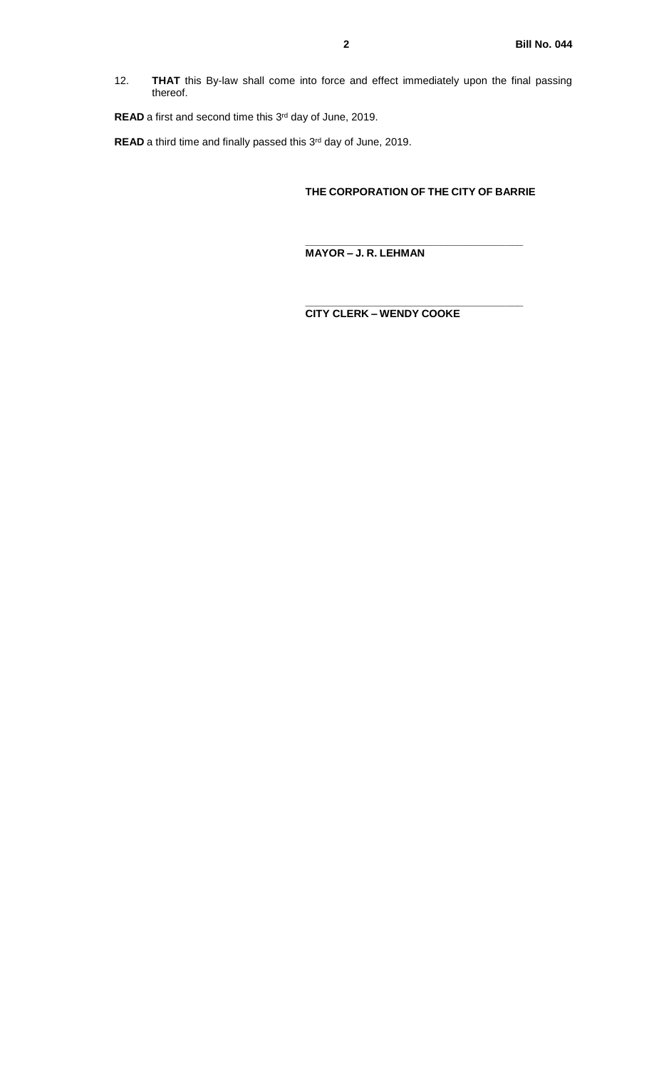12. **THAT** this By-law shall come into force and effect immediately upon the final passing thereof.

**READ** a first and second time this 3rd day of June, 2019.

**READ** a third time and finally passed this 3rd day of June, 2019.

**THE CORPORATION OF THE CITY OF BARRIE**

\_\_\_\_\_\_\_\_\_\_\_\_\_\_\_\_\_\_\_\_\_\_\_\_\_\_\_\_\_\_\_\_\_\_\_\_

**MAYOR – J. R. LEHMAN**

\_\_\_\_\_\_\_\_\_\_\_\_\_\_\_\_\_\_\_\_\_\_\_\_\_\_\_\_\_\_\_\_\_\_\_\_

**CITY CLERK – WENDY COOKE**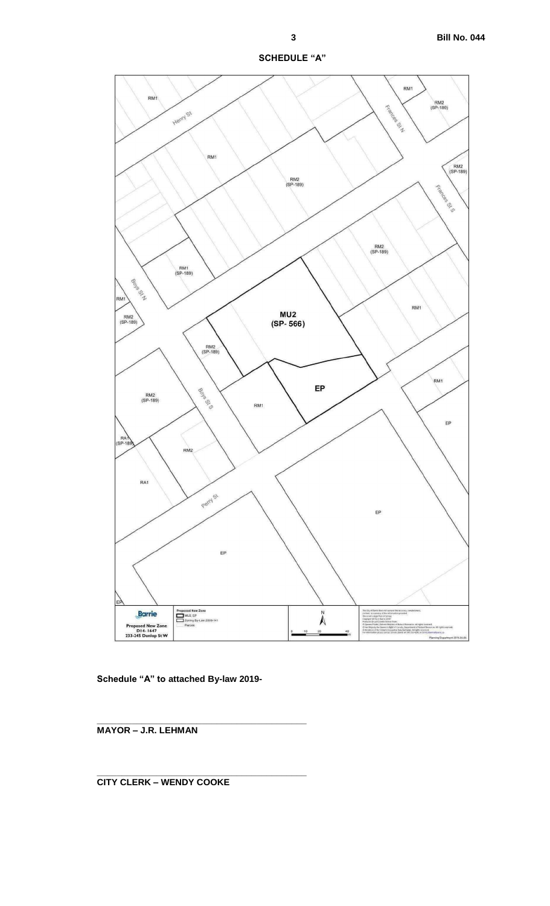## SCHEDULE "A"

RM1

Henry St

RM1

RM2
(SP-189)

Frances St N

RM1

RM2
(SP-189)

RM2
(SP-189)

Frances St S

RM2
(SP-189)

RM1
(SP-189)

Boys St N

RM1

RM2
(SP-189)

MU2
(SP- 566)

RM1

RM2
(SP-189)

EP

RM1

RM2
(SP-189)

Boys St S

RM1

EP

RA1
(SP-189)

RM2

RA1

Perry St

EP

EP

EP

Barrie

Proposed New Zone
D14-1647
233-245 Dunlop St W

Proposed New Zone
MU2, EP
Zoning By-Law 2009-141
Parcels

N

0 10 20 40

Planning Department 2019-04-04

**Schedule "A" to attached By-law 2019-**

**MAYOR – J.R. LEHMAN**

**CITY CLERK – WENDY COOKE**